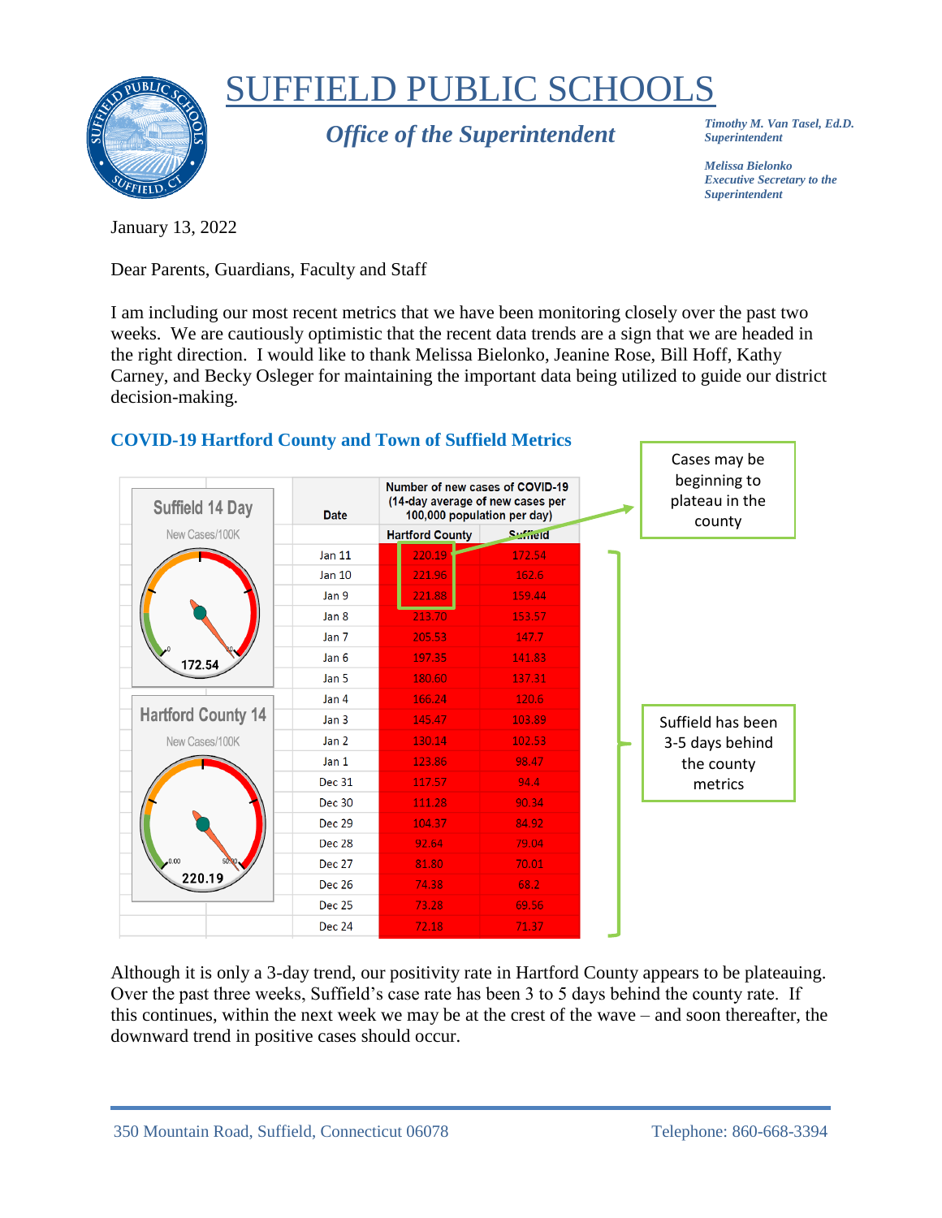# SUFFIELD PUBLIC SCHOOLS

## *Office of the Superintendent*

*Timothy M. Van Tasel, Ed.D.*
*Superintendent*

*Melissa Bielonko*
*Executive Secretary to the Superintendent*

January 13, 2022

Dear Parents, Guardians, Faculty and Staff

I am including our most recent metrics that we have been monitoring closely over the past two weeks. We are cautiously optimistic that the recent data trends are a sign that we are headed in the right direction. I would like to thank Melissa Bielonko, Jeanine Rose, Bill Hoff, Kathy Carney, and Becky Osleger for maintaining the important data being utilized to guide our district decision-making.

### COVID-19 Hartford County and Town of Suffield Metrics

Suffield 14 Day — New Cases/100K: 172.54

Hartford County 14 — New Cases/100K: 220.19

| Date | Number of new cases of COVID-19 (14-day average of new cases per 100,000 population per day) | |
|---|---|---|
| | Hartford County | Suffield |
| Jan 11 | 220.19 | 172.54 |
| Jan 10 | 221.96 | 162.6 |
| Jan 9 | 221.88 | 159.44 |
| Jan 8 | 213.70 | 153.57 |
| Jan 7 | 205.53 | 147.7 |
| Jan 6 | 197.35 | 141.83 |
| Jan 5 | 180.60 | 137.31 |
| Jan 4 | 166.24 | 120.6 |
| Jan 3 | 145.47 | 103.89 |
| Jan 2 | 130.14 | 102.53 |
| Jan 1 | 123.86 | 98.47 |
| Dec 31 | 117.57 | 94.4 |
| Dec 30 | 111.28 | 90.34 |
| Dec 29 | 104.37 | 84.92 |
| Dec 28 | 92.64 | 79.04 |
| Dec 27 | 81.80 | 70.01 |
| Dec 26 | 74.38 | 68.2 |
| Dec 25 | 73.28 | 69.56 |
| Dec 24 | 72.18 | 71.37 |

Cases may be beginning to plateau in the county

Suffield has been 3-5 days behind the county metrics

Although it is only a 3-day trend, our positivity rate in Hartford County appears to be plateauing. Over the past three weeks, Suffield's case rate has been 3 to 5 days behind the county rate. If this continues, within the next week we may be at the crest of the wave – and soon thereafter, the downward trend in positive cases should occur.

350 Mountain Road, Suffield, Connecticut 06078 — Telephone: 860-668-3394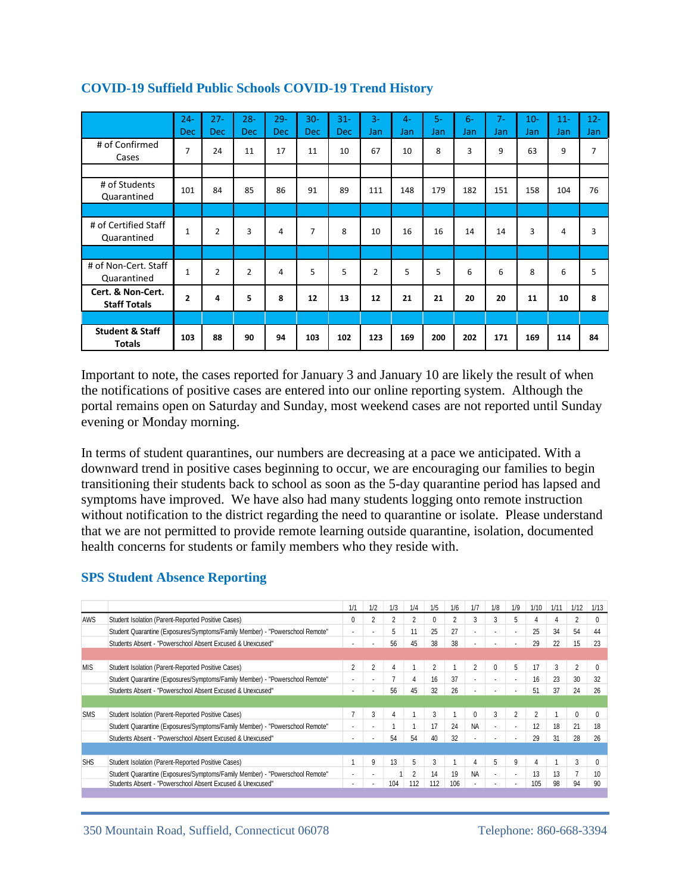## COVID-19 Suffield Public Schools COVID-19 Trend History

| | 24-Dec | 27-Dec | 28-Dec | 29-Dec | 30-Dec | 31-Dec | 3-Jan | 4-Jan | 5-Jan | 6-Jan | 7-Jan | 10-Jan | 11-Jan | 12-Jan |
|---|---|---|---|---|---|---|---|---|---|---|---|---|---|---|
| # of Confirmed Cases | 7 | 24 | 11 | 17 | 11 | 10 | 67 | 10 | 8 | 3 | 9 | 63 | 9 | 7 |
| | | | | | | | | | | | | | | |
| # of Students Quarantined | 101 | 84 | 85 | 86 | 91 | 89 | 111 | 148 | 179 | 182 | 151 | 158 | 104 | 76 |
| | | | | | | | | | | | | | | |
| # of Certified Staff Quarantined | 1 | 2 | 3 | 4 | 7 | 8 | 10 | 16 | 16 | 14 | 14 | 3 | 4 | 3 |
| | | | | | | | | | | | | | | |
| # of Non-Cert. Staff Quarantined | 1 | 2 | 2 | 4 | 5 | 5 | 2 | 5 | 5 | 6 | 6 | 8 | 6 | 5 |
| **Cert. & Non-Cert. Staff Totals** | **2** | **4** | **5** | **8** | **12** | **13** | **12** | **21** | **21** | **20** | **20** | **11** | **10** | **8** |
| | | | | | | | | | | | | | | |
| **Student & Staff Totals** | **103** | **88** | **90** | **94** | **103** | **102** | **123** | **169** | **200** | **202** | **171** | **169** | **114** | **84** |

Important to note, the cases reported for January 3 and January 10 are likely the result of when the notifications of positive cases are entered into our online reporting system. Although the portal remains open on Saturday and Sunday, most weekend cases are not reported until Sunday evening or Monday morning.

In terms of student quarantines, our numbers are decreasing at a pace we anticipated. With a downward trend in positive cases beginning to occur, we are encouraging our families to begin transitioning their students back to school as soon as the 5-day quarantine period has lapsed and symptoms have improved. We have also had many students logging onto remote instruction without notification to the district regarding the need to quarantine or isolate. Please understand that we are not permitted to provide remote learning outside quarantine, isolation, documented health concerns for students or family members who they reside with.

## SPS Student Absence Reporting

| | | 1/1 | 1/2 | 1/3 | 1/4 | 1/5 | 1/6 | 1/7 | 1/8 | 1/9 | 1/10 | 1/11 | 1/12 | 1/13 |
|---|---|---|---|---|---|---|---|---|---|---|---|---|---|---|
| AWS | Student Isolation (Parent-Reported Positive Cases) | 0 | 2 | 2 | 2 | 0 | 2 | 3 | 3 | 5 | 4 | 4 | 2 | 0 |
| | Student Quarantine (Exposures/Symptoms/Family Member) - "Powerschool Remote" | - | - | 5 | 11 | 25 | 27 | - | - | - | 25 | 34 | 54 | 44 |
| | Students Absent - "Powerschool Absent Excused & Unexcused" | - | - | 56 | 45 | 38 | 38 | - | - | - | 29 | 22 | 15 | 23 |
| | | | | | | | | | | | | | | |
| MIS | Student Isolation (Parent-Reported Positive Cases) | 2 | 2 | 4 | 1 | 2 | 1 | 2 | 0 | 5 | 17 | 3 | 2 | 0 |
| | Student Quarantine (Exposures/Symptoms/Family Member) - "Powerschool Remote" | - | - | 7 | 4 | 16 | 37 | - | - | - | 16 | 23 | 30 | 32 |
| | Students Absent - "Powerschool Absent Excused & Unexcused" | - | - | 56 | 45 | 32 | 26 | - | - | - | 51 | 37 | 24 | 26 |
| | | | | | | | | | | | | | | |
| SMS | Student Isolation (Parent-Reported Positive Cases) | 7 | 3 | 4 | 1 | 3 | 1 | 0 | 3 | 2 | 2 | 1 | 0 | 0 |
| | Student Quarantine (Exposures/Symptoms/Family Member) - "Powerschool Remote" | - | - | 1 | 1 | 17 | 24 | NA | - | - | 12 | 18 | 21 | 18 |
| | Students Absent - "Powerschool Absent Excused & Unexcused" | - | - | 54 | 54 | 40 | 32 | - | - | - | 29 | 31 | 28 | 26 |
| | | | | | | | | | | | | | | |
| SHS | Student Isolation (Parent-Reported Positive Cases) | 1 | 9 | 13 | 5 | 3 | 1 | 4 | 5 | 9 | 4 | 1 | 3 | 0 |
| | Student Quarantine (Exposures/Symptoms/Family Member) - "Powerschool Remote" | - | - | 1 | 2 | 14 | 19 | NA | - | - | 13 | 13 | 7 | 10 |
| | Students Absent - "Powerschool Absent Excused & Unexcused" | - | - | 104 | 112 | 112 | 106 | - | - | - | 105 | 98 | 94 | 90 |

350 Mountain Road, Suffield, Connecticut 06078 Telephone: 860-668-3394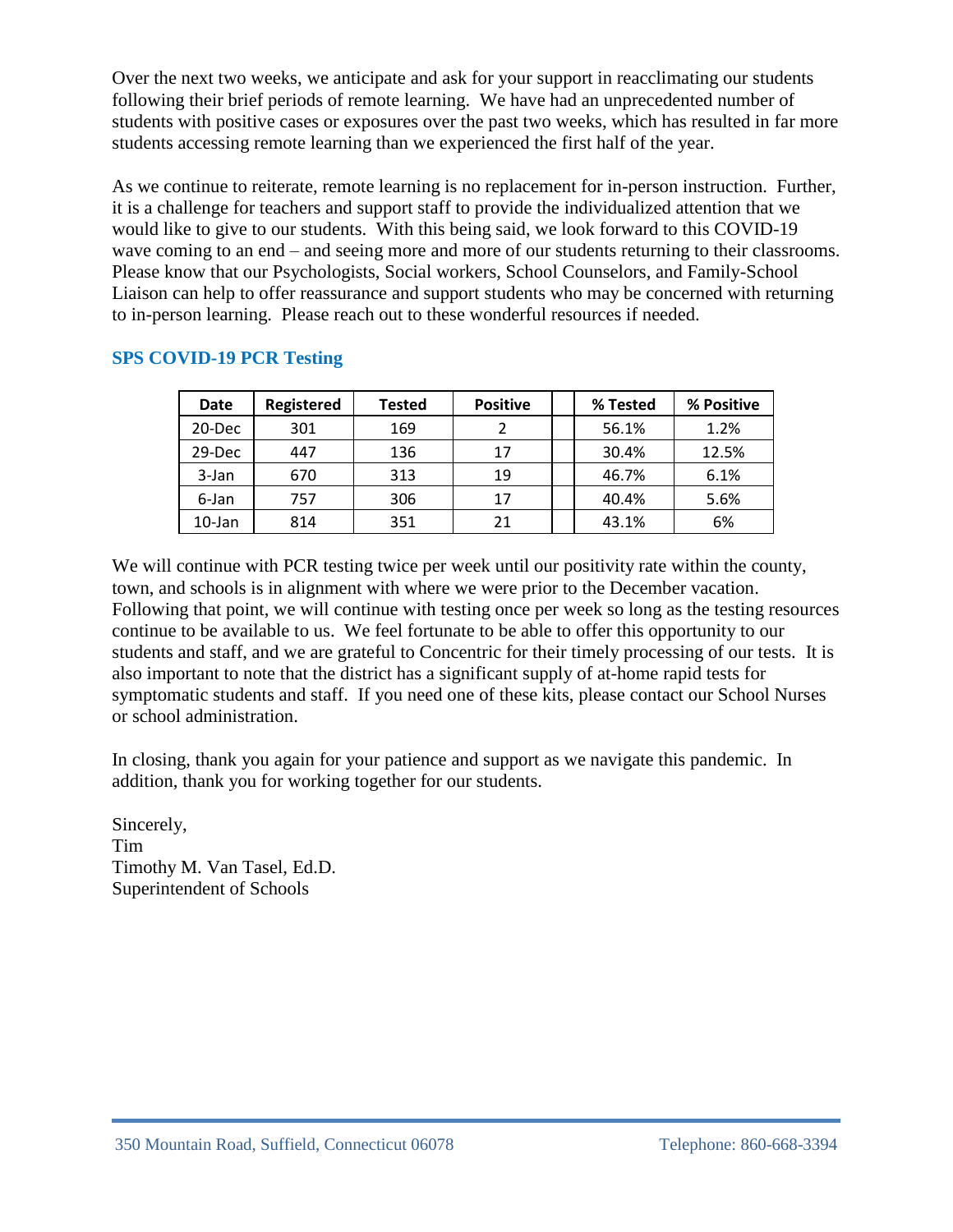Over the next two weeks, we anticipate and ask for your support in reacclimating our students following their brief periods of remote learning. We have had an unprecedented number of students with positive cases or exposures over the past two weeks, which has resulted in far more students accessing remote learning than we experienced the first half of the year.

As we continue to reiterate, remote learning is no replacement for in-person instruction. Further, it is a challenge for teachers and support staff to provide the individualized attention that we would like to give to our students. With this being said, we look forward to this COVID-19 wave coming to an end – and seeing more and more of our students returning to their classrooms. Please know that our Psychologists, Social workers, School Counselors, and Family-School Liaison can help to offer reassurance and support students who may be concerned with returning to in-person learning. Please reach out to these wonderful resources if needed.

### SPS COVID-19 PCR Testing

| Date | Registered | Tested | Positive | | % Tested | % Positive |
|---|---|---|---|---|---|---|
| 20-Dec | 301 | 169 | 2 | | 56.1% | 1.2% |
| 29-Dec | 447 | 136 | 17 | | 30.4% | 12.5% |
| 3-Jan | 670 | 313 | 19 | | 46.7% | 6.1% |
| 6-Jan | 757 | 306 | 17 | | 40.4% | 5.6% |
| 10-Jan | 814 | 351 | 21 | | 43.1% | 6% |

We will continue with PCR testing twice per week until our positivity rate within the county, town, and schools is in alignment with where we were prior to the December vacation. Following that point, we will continue with testing once per week so long as the testing resources continue to be available to us. We feel fortunate to be able to offer this opportunity to our students and staff, and we are grateful to Concentric for their timely processing of our tests. It is also important to note that the district has a significant supply of at-home rapid tests for symptomatic students and staff. If you need one of these kits, please contact our School Nurses or school administration.

In closing, thank you again for your patience and support as we navigate this pandemic. In addition, thank you for working together for our students.

Sincerely,  
Tim  
Timothy M. Van Tasel, Ed.D.  
Superintendent of Schools

350 Mountain Road, Suffield, Connecticut 06078 Telephone: 860-668-3394